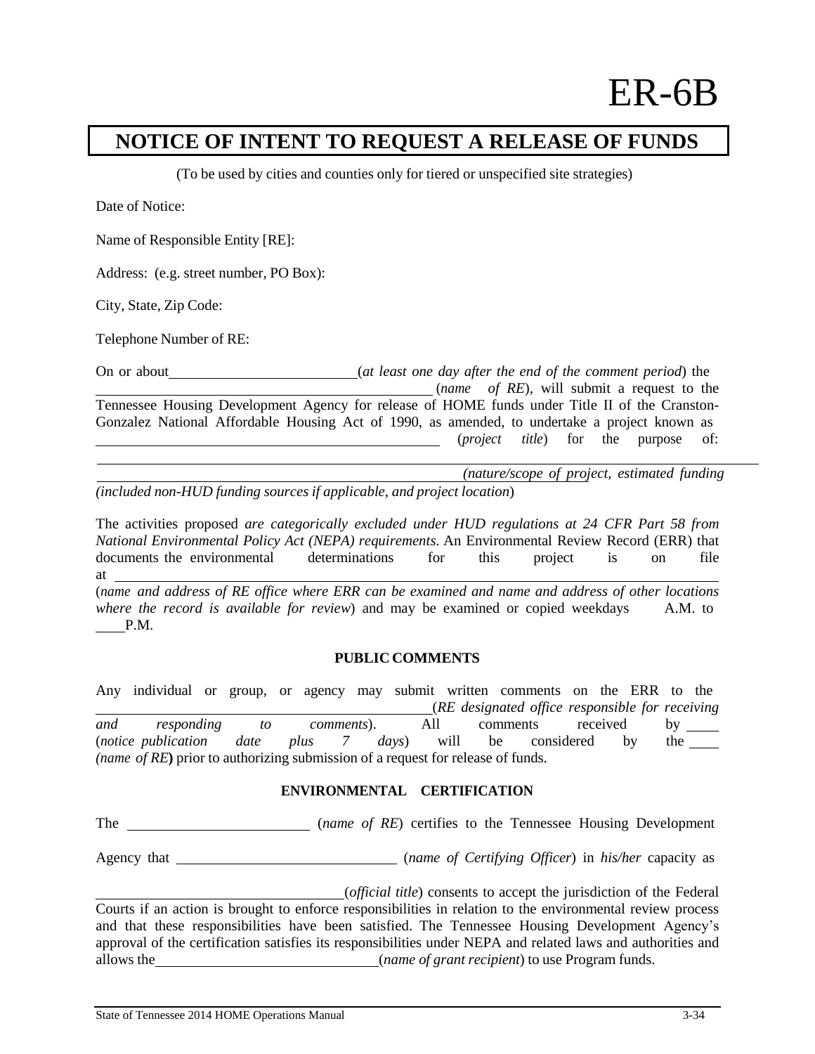# ER-6B

## NOTICE OF INTENT TO REQUEST A RELEASE OF FUNDS

(To be used by cities and counties only for tiered or unspecified site strategies)

Date of Notice:

Name of Responsible Entity [RE]:

Address: (e.g. street number, PO Box):

City, State, Zip Code:

Telephone Number of RE:

On or about \_\_\_\_\_\_\_\_\_\_\_\_\_\_\_\_\_\_\_\_\_\_\_\_\_\_ (*at least one day after the end of the comment period*) the \_\_\_\_\_\_\_\_\_\_\_\_\_\_\_\_\_\_\_\_\_\_\_\_\_\_\_\_\_\_\_\_\_\_\_\_\_\_\_\_\_\_\_\_\_\_ (*name of RE*), will submit a request to the Tennessee Housing Development Agency for release of HOME funds under Title II of the Cranston-Gonzalez National Affordable Housing Act of 1990, as amended, to undertake a project known as \_\_\_\_\_\_\_\_\_\_\_\_\_\_\_\_\_\_\_\_\_\_\_\_\_\_\_\_\_\_\_\_\_\_\_\_\_\_\_\_\_\_\_\_\_\_\_\_\_\_\_\_ (*project title*) for the purpose of:

\_\_\_\_\_\_\_\_\_\_\_\_\_\_\_\_\_\_\_\_\_\_\_\_\_\_\_\_\_\_\_\_\_\_\_\_\_\_\_\_\_\_\_\_\_\_\_\_\_\_\_\_\_\_\_\_ *(nature/scope of project, estimated funding (included non-HUD funding sources if applicable, and project location*)

The activities proposed *are categorically excluded under HUD regulations at 24 CFR Part 58 from National Environmental Policy Act (NEPA) requirements.* An Environmental Review Record (ERR) that documents the environmental determinations for this project is on file at \_\_\_\_\_\_\_\_\_\_\_\_\_\_\_\_\_\_\_\_\_\_\_\_\_\_\_\_\_\_\_\_\_\_\_\_\_\_\_\_\_\_\_\_\_\_\_\_\_\_\_\_\_\_\_\_\_\_\_\_\_\_\_\_\_\_\_\_\_\_\_\_\_\_\_\_ (*name and address of RE office where ERR can be examined and name and address of other locations where the record is available for review*) and may be examined or copied weekdays \_\_\_\_ A.M. to \_\_\_\_ P.M.

### PUBLIC COMMENTS

Any individual or group, or agency may submit written comments on the ERR to the \_\_\_\_\_\_\_\_\_\_\_\_\_\_\_\_\_\_\_\_\_\_\_\_\_\_\_\_\_\_\_\_\_\_\_\_\_\_\_\_\_\_\_\_\_\_\_\_\_\_\_\_ (*RE designated office responsible for receiving and responding to comments*). All comments received by \_\_\_\_ (*notice publication date plus 7 days*) will be considered by the \_\_\_\_ *(name of RE***)** prior to authorizing submission of a request for release of funds.

### ENVIRONMENTAL CERTIFICATION

The \_\_\_\_\_\_\_\_\_\_\_\_\_\_\_\_\_\_\_\_\_\_\_\_\_\_ (*name of RE*) certifies to the Tennessee Housing Development Agency that \_\_\_\_\_\_\_\_\_\_\_\_\_\_\_\_\_\_\_\_\_\_\_\_\_\_\_\_\_\_\_\_ (*name of Certifying Officer*) in *his/her* capacity as \_\_\_\_\_\_\_\_\_\_\_\_\_\_\_\_\_\_\_\_\_\_\_\_\_\_\_\_\_\_\_\_\_\_\_\_\_ (*official title*) consents to accept the jurisdiction of the Federal Courts if an action is brought to enforce responsibilities in relation to the environmental review process and that these responsibilities have been satisfied. The Tennessee Housing Development Agency's approval of the certification satisfies its responsibilities under NEPA and related laws and authorities and allows the \_\_\_\_\_\_\_\_\_\_\_\_\_\_\_\_\_\_\_\_\_\_\_\_\_\_\_\_\_\_\_\_ (*name of grant recipient*) to use Program funds.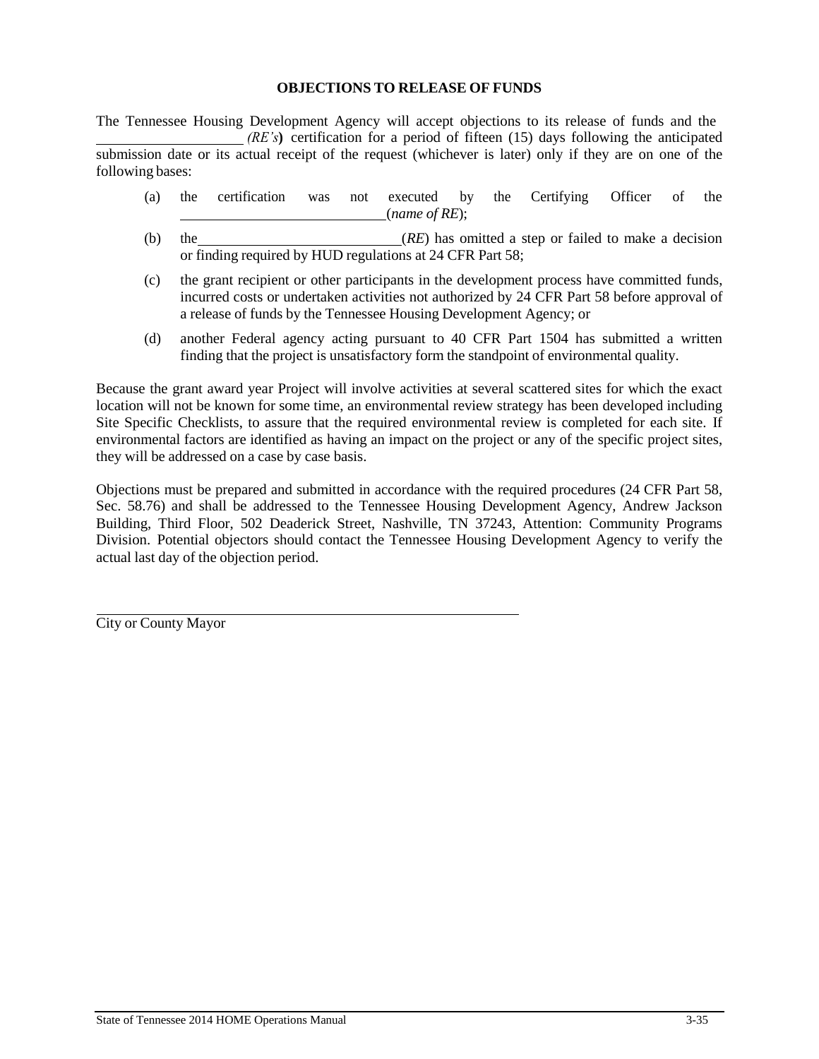**OBJECTIONS TO RELEASE OF FUNDS**

The Tennessee Housing Development Agency will accept objections to its release of funds and the \_\_\_\_\_\_\_\_\_\_\_\_\_\_\_\_\_\_\_\_ *(RE's)* certification for a period of fifteen (15) days following the anticipated submission date or its actual receipt of the request (whichever is later) only if they are on one of the following bases:

(a) the certification was not executed by the Certifying Officer of the \_\_\_\_\_\_\_\_\_\_\_\_\_\_\_\_\_\_\_\_\_\_\_\_\_\_\_\_(*name of RE*);

(b) the\_\_\_\_\_\_\_\_\_\_\_\_\_\_\_\_\_\_\_\_\_\_\_\_\_\_\_\_(*RE*) has omitted a step or failed to make a decision or finding required by HUD regulations at 24 CFR Part 58;

(c) the grant recipient or other participants in the development process have committed funds, incurred costs or undertaken activities not authorized by 24 CFR Part 58 before approval of a release of funds by the Tennessee Housing Development Agency; or

(d) another Federal agency acting pursuant to 40 CFR Part 1504 has submitted a written finding that the project is unsatisfactory form the standpoint of environmental quality.

Because the grant award year Project will involve activities at several scattered sites for which the exact location will not be known for some time, an environmental review strategy has been developed including Site Specific Checklists, to assure that the required environmental review is completed for each site. If environmental factors are identified as having an impact on the project or any of the specific project sites, they will be addressed on a case by case basis.

Objections must be prepared and submitted in accordance with the required procedures (24 CFR Part 58, Sec. 58.76) and shall be addressed to the Tennessee Housing Development Agency, Andrew Jackson Building, Third Floor, 502 Deaderick Street, Nashville, TN 37243, Attention: Community Programs Division. Potential objectors should contact the Tennessee Housing Development Agency to verify the actual last day of the objection period.

\_\_\_\_\_\_\_\_\_\_\_\_\_\_\_\_\_\_\_\_\_\_\_\_\_\_\_\_\_\_\_\_\_\_\_\_\_\_\_\_\_\_\_\_\_\_\_\_\_\_\_\_\_\_\_\_

City or County Mayor